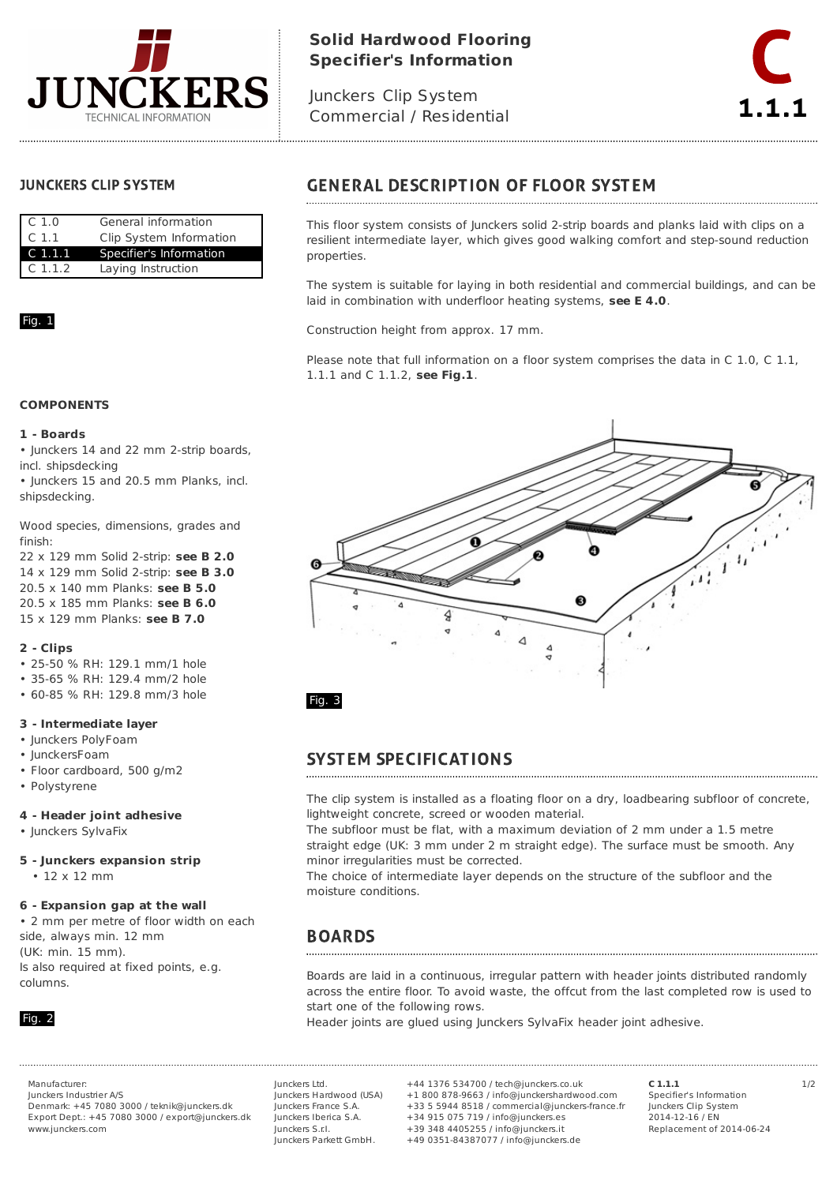# Solid Hardwood Flooring Specifier's Information

Junckers Clip System
Commercial / Residential

**C 1.1.1**

## JUNCKERS CLIP SYSTEM

| | |
|---|---|
| C 1.0 | General information |
| C 1.1 | Clip System Information |
| C 1.1.1 | Specifier's Information |
| C 1.1.2 | Laying Instruction |

Fig. 1

### COMPONENTS

**1 - Boards**
- Junckers 14 and 22 mm 2-strip boards, incl. shipsdecking
- Junckers 15 and 20.5 mm Planks, incl. shipsdecking.

Wood species, dimensions, grades and finish:
22 x 129 mm Solid 2-strip: **see B 2.0**
14 x 129 mm Solid 2-strip: **see B 3.0**
20.5 x 140 mm Planks: **see B 5.0**
20.5 x 185 mm Planks: **see B 6.0**
15 x 129 mm Planks: **see B 7.0**

**2 - Clips**
- 25-50 % RH: 129.1 mm/1 hole
- 35-65 % RH: 129.4 mm/2 hole
- 60-85 % RH: 129.8 mm/3 hole

**3 - Intermediate layer**
- Junckers PolyFoam
- JunckersFoam
- Floor cardboard, 500 g/m2
- Polystyrene

**4 - Header joint adhesive**
- Junckers SylvaFix

**5 - Junckers expansion strip**
- 12 x 12 mm

**6 - Expansion gap at the wall**
- 2 mm per metre of floor width on each side, always min. 12 mm (UK: min. 15 mm).

Is also required at fixed points, e.g. columns.

Fig. 2

## GENERAL DESCRIPTION OF FLOOR SYSTEM

This floor system consists of Junckers solid 2-strip boards and planks laid with clips on a resilient intermediate layer, which gives good walking comfort and step-sound reduction properties.

The system is suitable for laying in both residential and commercial buildings, and can be laid in combination with underfloor heating systems, **see E 4.0**.

Construction height from approx. 17 mm.

Please note that full information on a floor system comprises the data in C 1.0, C 1.1, 1.1.1 and C 1.1.2, **see Fig.1**.

Fig. 3

## SYSTEM SPECIFICATIONS

The clip system is installed as a floating floor on a dry, loadbearing subfloor of concrete, lightweight concrete, screed or wooden material.
The subfloor must be flat, with a maximum deviation of 2 mm under a 1.5 metre straight edge (UK: 3 mm under 2 m straight edge). The surface must be smooth. Any minor irregularities must be corrected.
The choice of intermediate layer depends on the structure of the subfloor and the moisture conditions.

## BOARDS

Boards are laid in a continuous, irregular pattern with header joints distributed randomly across the entire floor. To avoid waste, the offcut from the last completed row is used to start one of the following rows.
Header joints are glued using Junckers SylvaFix header joint adhesive.

Manufacturer:
Junckers Industrier A/S
Denmark: +45 7080 3000 / teknik@junckers.dk
Export Dept.: +45 7080 3000 / export@junckers.dk
www.junckers.com

Junckers Ltd. +44 1376 534700 / tech@junckers.co.uk
Junckers Hardwood (USA) +1 800 878-9663 / info@junckershardwood.com
Junckers France S.A. +33 5 5944 8518 / commercial@junckers-france.fr
Junckers Iberica S.A. +34 915 075 719 / info@junckers.es
Junckers S.rl. +39 348 4405255 / info@junckers.it
Junckers Parkett GmbH. +49 0351-84387077 / info@junckers.de

**C 1.1.1**
Specifier's Information
Junckers Clip System
2014-12-16 / EN
Replacement of 2014-06-24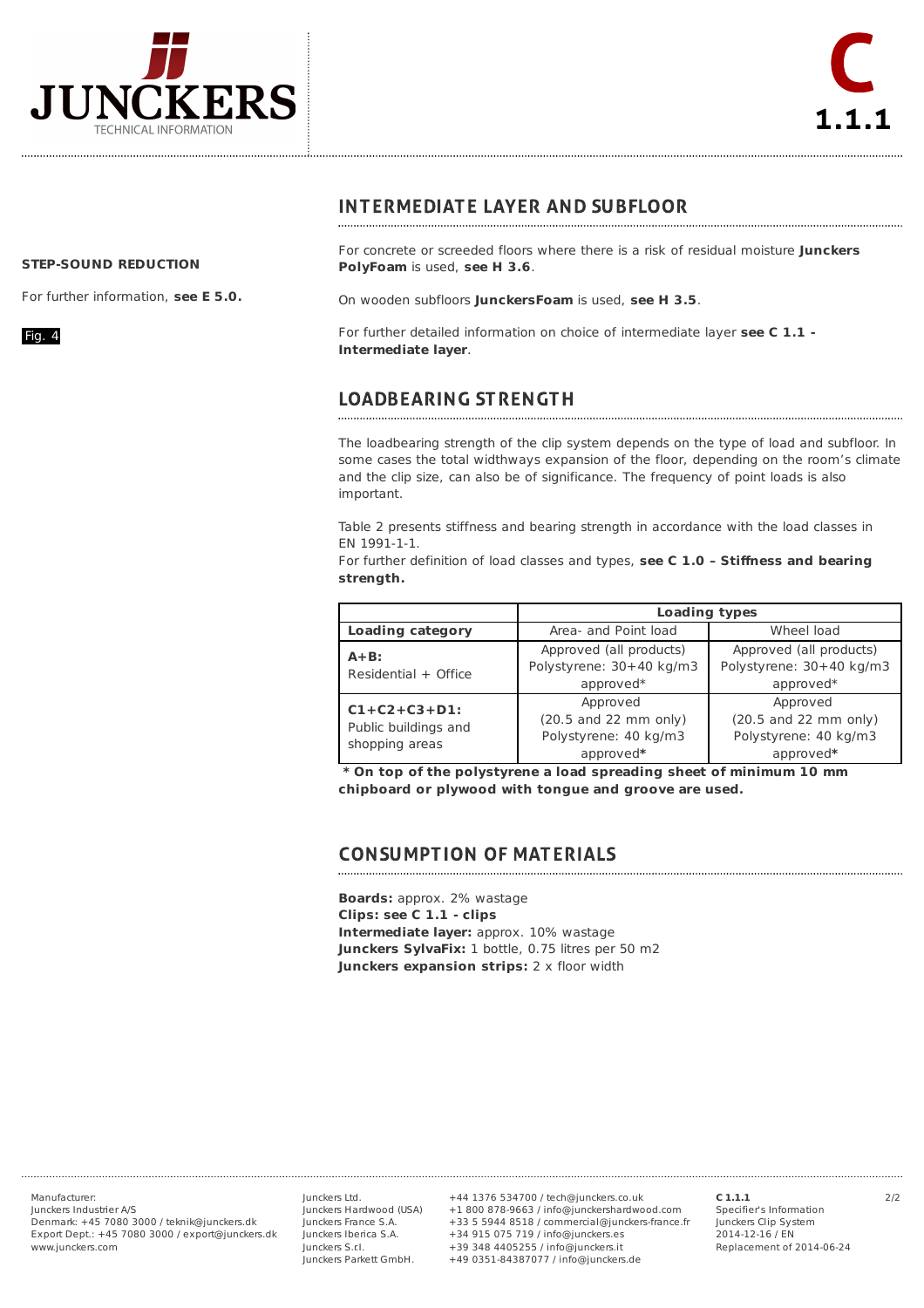**STEP-SOUND REDUCTION**

For further information, **see E 5.0.**

Fig. 4

## INTERMEDIATE LAYER AND SUBFLOOR

For concrete or screeded floors where there is a risk of residual moisture **Junckers PolyFoam** is used, **see H 3.6**.

On wooden subfloors **JunckersFoam** is used, **see H 3.5**.

For further detailed information on choice of intermediate layer **see C 1.1 - Intermediate layer**.

## LOADBEARING STRENGTH

The loadbearing strength of the clip system depends on the type of load and subfloor. In some cases the total widthways expansion of the floor, depending on the room's climate and the clip size, can also be of significance. The frequency of point loads is also important.

Table 2 presents stiffness and bearing strength in accordance with the load classes in EN 1991-1-1.
For further definition of load classes and types, **see C 1.0 – Stiffness and bearing strength.**

| | **Loading types** | |
|---|---|---|
| **Loading category** | Area- and Point load | Wheel load |
| **A+B:** Residential + Office | Approved (all products) Polystyrene: 30+40 kg/m3 approved* | Approved (all products) Polystyrene: 30+40 kg/m3 approved* |
| **C1+C2+C3+D1:** Public buildings and shopping areas | Approved (20.5 and 22 mm only) Polystyrene: 40 kg/m3 approved* | Approved (20.5 and 22 mm only) Polystyrene: 40 kg/m3 approved* |

**\* On top of the polystyrene a load spreading sheet of minimum 10 mm chipboard or plywood with tongue and groove are used.**

## CONSUMPTION OF MATERIALS

**Boards:** approx. 2% wastage
**Clips: see C 1.1 - clips**
**Intermediate layer:** approx. 10% wastage
**Junckers SylvaFix:** 1 bottle, 0.75 litres per 50 m2
**Junckers expansion strips:** 2 x floor width

Manufacturer:
Junckers Industrier A/S
Denmark: +45 7080 3000 / teknik@junckers.dk
Export Dept.: +45 7080 3000 / export@junckers.dk
www.junckers.com

Junckers Ltd. +44 1376 534700 / tech@junckers.co.uk
Junckers Hardwood (USA) +1 800 878-9663 / info@junckershardwood.com
Junckers France S.A. +33 5 5944 8518 / commercial@junckers-france.fr
Junckers Iberica S.A. +34 915 075 719 / info@junckers.es
Junckers S.r.l. +39 348 4405255 / info@junckers.it
Junckers Parkett GmbH. +49 0351-84387077 / info@junckers.de

**C 1.1.1**
Specifier's Information
Junckers Clip System
2014-12-16 / EN
Replacement of 2014-06-24